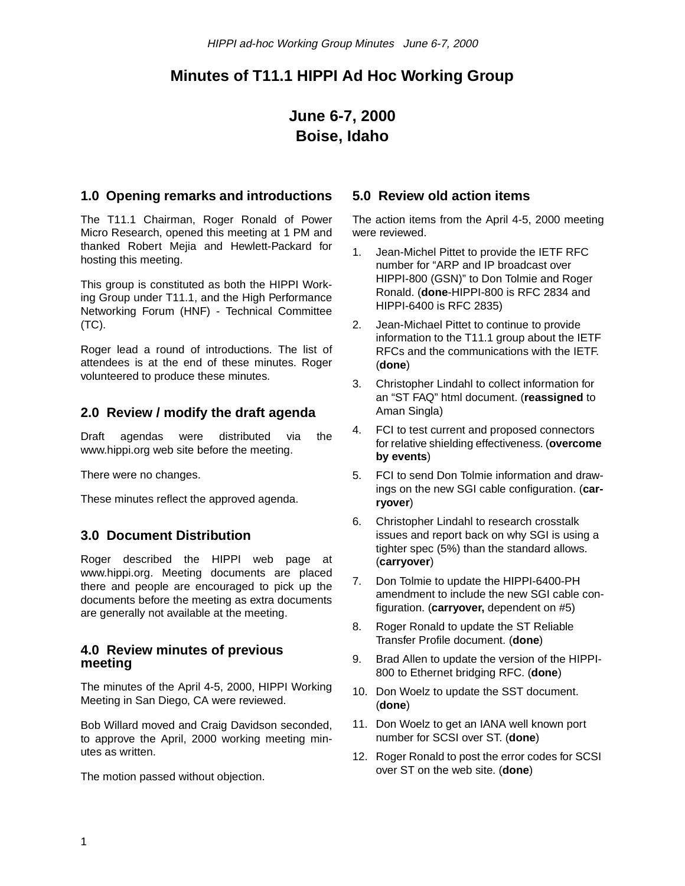# Minutes of T11.1 HIPPI Ad Hoc Working Group

## June 6-7, 2000
## Boise, Idaho

### 1.0 Opening remarks and introductions

The T11.1 Chairman, Roger Ronald of Power Micro Research, opened this meeting at 1 PM and thanked Robert Mejia and Hewlett-Packard for hosting this meeting.

This group is constituted as both the HIPPI Working Group under T11.1, and the High Performance Networking Forum (HNF) - Technical Committee (TC).

Roger lead a round of introductions. The list of attendees is at the end of these minutes. Roger volunteered to produce these minutes.

### 2.0 Review / modify the draft agenda

Draft agendas were distributed via the www.hippi.org web site before the meeting.

There were no changes.

These minutes reflect the approved agenda.

### 3.0 Document Distribution

Roger described the HIPPI web page at www.hippi.org. Meeting documents are placed there and people are encouraged to pick up the documents before the meeting as extra documents are generally not available at the meeting.

### 4.0 Review minutes of previous meeting

The minutes of the April 4-5, 2000, HIPPI Working Meeting in San Diego, CA were reviewed.

Bob Willard moved and Craig Davidson seconded, to approve the April, 2000 working meeting minutes as written.

The motion passed without objection.

### 5.0 Review old action items

The action items from the April 4-5, 2000 meeting were reviewed.

1. Jean-Michel Pittet to provide the IETF RFC number for “ARP and IP broadcast over HIPPI-800 (GSN)” to Don Tolmie and Roger Ronald. (**done**-HIPPI-800 is RFC 2834 and HIPPI-6400 is RFC 2835)
2. Jean-Michael Pittet to continue to provide information to the T11.1 group about the IETF RFCs and the communications with the IETF. (**done**)
3. Christopher Lindahl to collect information for an “ST FAQ” html document. (**reassigned** to Aman Singla)
4. FCI to test current and proposed connectors for relative shielding effectiveness. (**overcome by events**)
5. FCI to send Don Tolmie information and drawings on the new SGI cable configuration. (**carryover**)
6. Christopher Lindahl to research crosstalk issues and report back on why SGI is using a tighter spec (5%) than the standard allows. (**carryover**)
7. Don Tolmie to update the HIPPI-6400-PH amendment to include the new SGI cable configuration. (**carryover,** dependent on #5)
8. Roger Ronald to update the ST Reliable Transfer Profile document. (**done**)
9. Brad Allen to update the version of the HIPPI-800 to Ethernet bridging RFC. (**done**)
10. Don Woelz to update the SST document. (**done**)
11. Don Woelz to get an IANA well known port number for SCSI over ST. (**done**)
12. Roger Ronald to post the error codes for SCSI over ST on the web site. (**done**)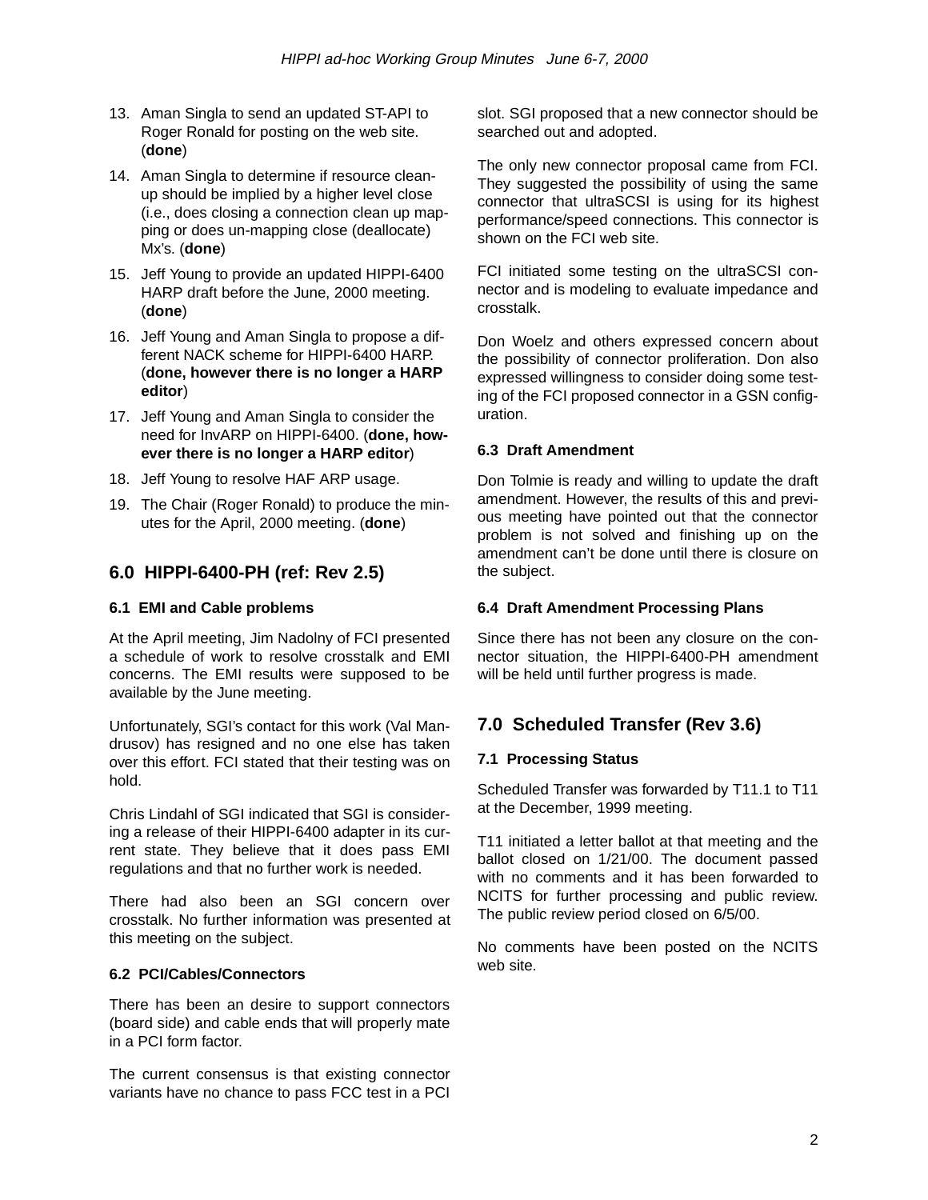13. Aman Singla to send an updated ST-API to Roger Ronald for posting on the web site. (**done**)
14. Aman Singla to determine if resource clean-up should be implied by a higher level close (i.e., does closing a connection clean up mapping or does un-mapping close (deallocate) Mx's. (**done**)
15. Jeff Young to provide an updated HIPPI-6400 HARP draft before the June, 2000 meeting. (**done**)
16. Jeff Young and Aman Singla to propose a different NACK scheme for HIPPI-6400 HARP. (**done, however there is no longer a HARP editor**)
17. Jeff Young and Aman Singla to consider the need for InvARP on HIPPI-6400. (**done, however there is no longer a HARP editor**)
18. Jeff Young to resolve HAF ARP usage.
19. The Chair (Roger Ronald) to produce the minutes for the April, 2000 meeting. (**done**)

## 6.0 HIPPI-6400-PH (ref: Rev 2.5)

### 6.1 EMI and Cable problems

At the April meeting, Jim Nadolny of FCI presented a schedule of work to resolve crosstalk and EMI concerns. The EMI results were supposed to be available by the June meeting.

Unfortunately, SGI's contact for this work (Val Mandrusov) has resigned and no one else has taken over this effort. FCI stated that their testing was on hold.

Chris Lindahl of SGI indicated that SGI is considering a release of their HIPPI-6400 adapter in its current state. They believe that it does pass EMI regulations and that no further work is needed.

There had also been an SGI concern over crosstalk. No further information was presented at this meeting on the subject.

### 6.2 PCI/Cables/Connectors

There has been an desire to support connectors (board side) and cable ends that will properly mate in a PCI form factor.

The current consensus is that existing connector variants have no chance to pass FCC test in a PCI slot. SGI proposed that a new connector should be searched out and adopted.

The only new connector proposal came from FCI. They suggested the possibility of using the same connector that ultraSCSI is using for its highest performance/speed connections. This connector is shown on the FCI web site.

FCI initiated some testing on the ultraSCSI connector and is modeling to evaluate impedance and crosstalk.

Don Woelz and others expressed concern about the possibility of connector proliferation. Don also expressed willingness to consider doing some testing of the FCI proposed connector in a GSN configuration.

### 6.3 Draft Amendment

Don Tolmie is ready and willing to update the draft amendment. However, the results of this and previous meeting have pointed out that the connector problem is not solved and finishing up on the amendment can't be done until there is closure on the subject.

### 6.4 Draft Amendment Processing Plans

Since there has not been any closure on the connector situation, the HIPPI-6400-PH amendment will be held until further progress is made.

## 7.0 Scheduled Transfer (Rev 3.6)

### 7.1 Processing Status

Scheduled Transfer was forwarded by T11.1 to T11 at the December, 1999 meeting.

T11 initiated a letter ballot at that meeting and the ballot closed on 1/21/00. The document passed with no comments and it has been forwarded to NCITS for further processing and public review. The public review period closed on 6/5/00.

No comments have been posted on the NCITS web site.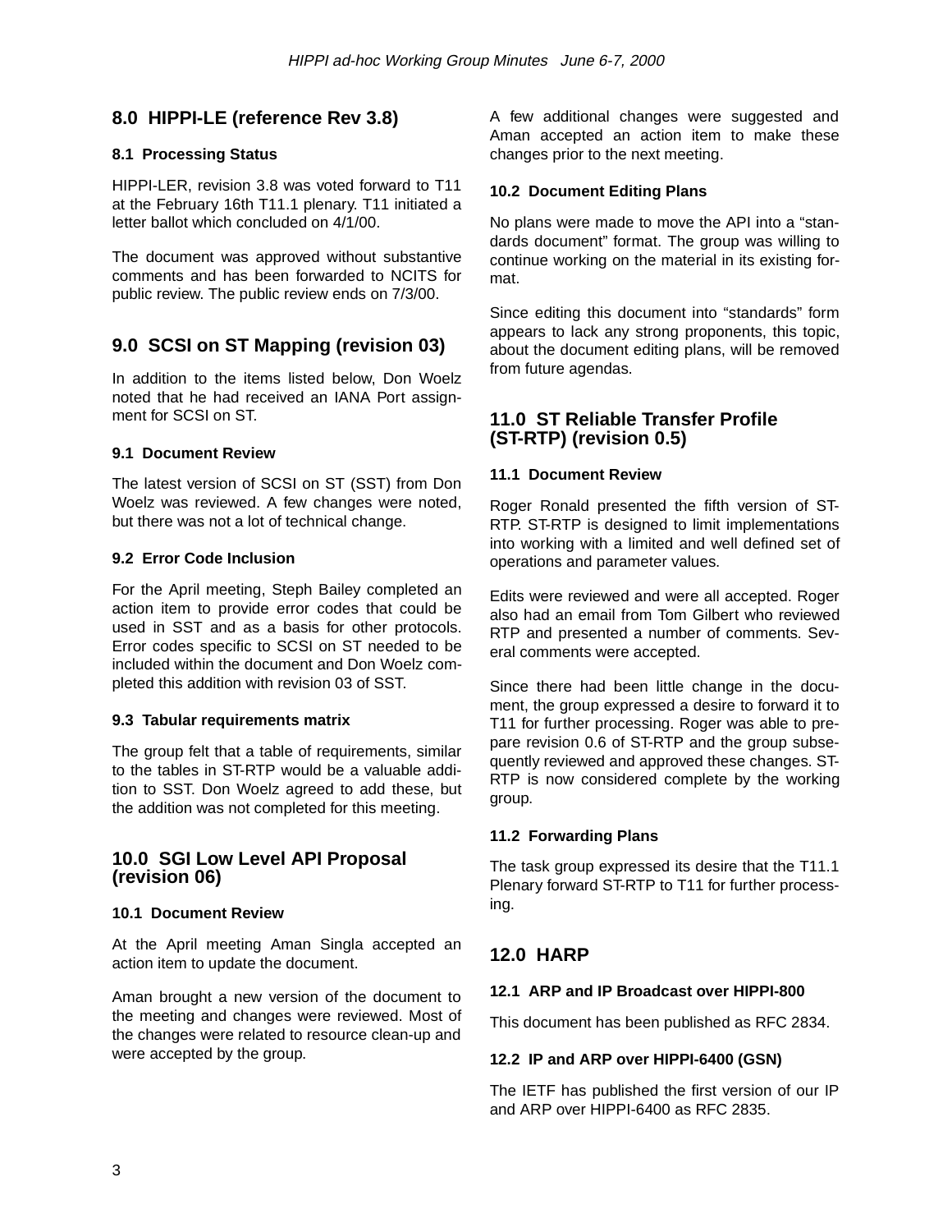## 8.0 HIPPI-LE (reference Rev 3.8)

### 8.1 Processing Status

HIPPI-LER, revision 3.8 was voted forward to T11 at the February 16th T11.1 plenary. T11 initiated a letter ballot which concluded on 4/1/00.

The document was approved without substantive comments and has been forwarded to NCITS for public review. The public review ends on 7/3/00.

## 9.0 SCSI on ST Mapping (revision 03)

In addition to the items listed below, Don Woelz noted that he had received an IANA Port assignment for SCSI on ST.

### 9.1 Document Review

The latest version of SCSI on ST (SST) from Don Woelz was reviewed. A few changes were noted, but there was not a lot of technical change.

### 9.2 Error Code Inclusion

For the April meeting, Steph Bailey completed an action item to provide error codes that could be used in SST and as a basis for other protocols. Error codes specific to SCSI on ST needed to be included within the document and Don Woelz completed this addition with revision 03 of SST.

### 9.3 Tabular requirements matrix

The group felt that a table of requirements, similar to the tables in ST-RTP would be a valuable addition to SST. Don Woelz agreed to add these, but the addition was not completed for this meeting.

## 10.0 SGI Low Level API Proposal (revision 06)

### 10.1 Document Review

At the April meeting Aman Singla accepted an action item to update the document.

Aman brought a new version of the document to the meeting and changes were reviewed. Most of the changes were related to resource clean-up and were accepted by the group.

A few additional changes were suggested and Aman accepted an action item to make these changes prior to the next meeting.

### 10.2 Document Editing Plans

No plans were made to move the API into a "standards document" format. The group was willing to continue working on the material in its existing format.

Since editing this document into "standards" form appears to lack any strong proponents, this topic, about the document editing plans, will be removed from future agendas.

## 11.0 ST Reliable Transfer Profile (ST-RTP) (revision 0.5)

### 11.1 Document Review

Roger Ronald presented the fifth version of ST-RTP. ST-RTP is designed to limit implementations into working with a limited and well defined set of operations and parameter values.

Edits were reviewed and were all accepted. Roger also had an email from Tom Gilbert who reviewed RTP and presented a number of comments. Several comments were accepted.

Since there had been little change in the document, the group expressed a desire to forward it to T11 for further processing. Roger was able to prepare revision 0.6 of ST-RTP and the group subsequently reviewed and approved these changes. ST-RTP is now considered complete by the working group.

### 11.2 Forwarding Plans

The task group expressed its desire that the T11.1 Plenary forward ST-RTP to T11 for further processing.

## 12.0 HARP

### 12.1 ARP and IP Broadcast over HIPPI-800

This document has been published as RFC 2834.

### 12.2 IP and ARP over HIPPI-6400 (GSN)

The IETF has published the first version of our IP and ARP over HIPPI-6400 as RFC 2835.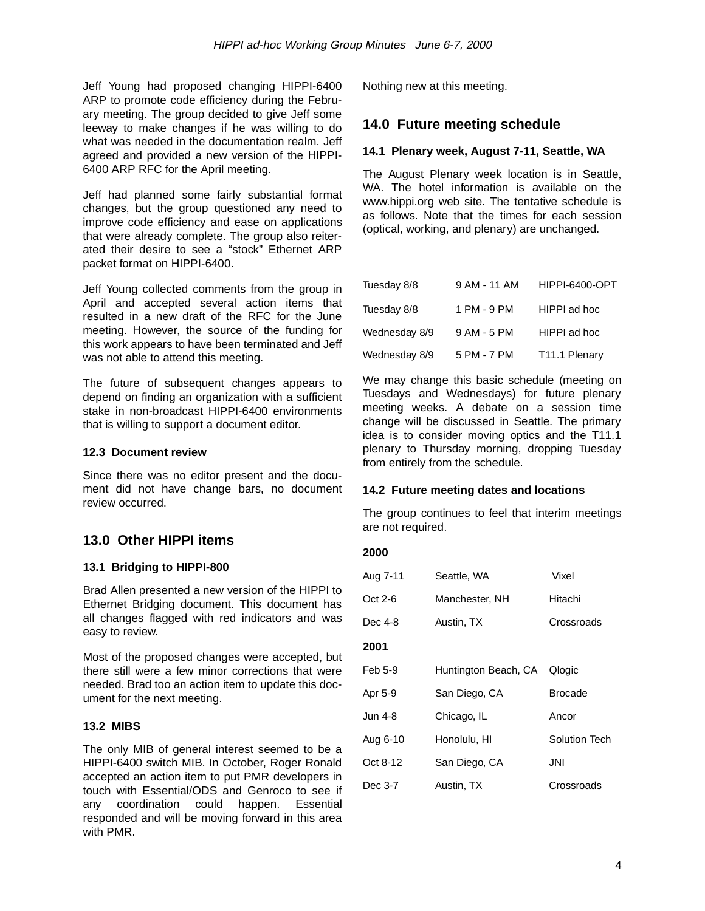Jeff Young had proposed changing HIPPI-6400 ARP to promote code efficiency during the February meeting. The group decided to give Jeff some leeway to make changes if he was willing to do what was needed in the documentation realm. Jeff agreed and provided a new version of the HIPPI-6400 ARP RFC for the April meeting.

Jeff had planned some fairly substantial format changes, but the group questioned any need to improve code efficiency and ease on applications that were already complete. The group also reiterated their desire to see a “stock” Ethernet ARP packet format on HIPPI-6400.

Jeff Young collected comments from the group in April and accepted several action items that resulted in a new draft of the RFC for the June meeting. However, the source of the funding for this work appears to have been terminated and Jeff was not able to attend this meeting.

The future of subsequent changes appears to depend on finding an organization with a sufficient stake in non-broadcast HIPPI-6400 environments that is willing to support a document editor.

### 12.3 Document review

Since there was no editor present and the document did not have change bars, no document review occurred.

## 13.0 Other HIPPI items

### 13.1 Bridging to HIPPI-800

Brad Allen presented a new version of the HIPPI to Ethernet Bridging document. This document has all changes flagged with red indicators and was easy to review.

Most of the proposed changes were accepted, but there still were a few minor corrections that were needed. Brad too an action item to update this document for the next meeting.

### 13.2 MIBS

The only MIB of general interest seemed to be a HIPPI-6400 switch MIB. In October, Roger Ronald accepted an action item to put PMR developers in touch with Essential/ODS and Genroco to see if any coordination could happen. Essential responded and will be moving forward in this area with PMR.

Nothing new at this meeting.

## 14.0 Future meeting schedule

### 14.1 Plenary week, August 7-11, Seattle, WA

The August Plenary week location is in Seattle, WA. The hotel information is available on the www.hippi.org web site. The tentative schedule is as follows. Note that the times for each session (optical, working, and plenary) are unchanged.

| | | |
|---|---|---|
| Tuesday 8/8 | 9 AM - 11 AM | HIPPI-6400-OPT |
| Tuesday 8/8 | 1 PM - 9 PM | HIPPI ad hoc |
| Wednesday 8/9 | 9 AM - 5 PM | HIPPI ad hoc |
| Wednesday 8/9 | 5 PM - 7 PM | T11.1 Plenary |

We may change this basic schedule (meeting on Tuesdays and Wednesdays) for future plenary meeting weeks. A debate on a session time change will be discussed in Seattle. The primary idea is to consider moving optics and the T11.1 plenary to Thursday morning, dropping Tuesday from entirely from the schedule.

### 14.2 Future meeting dates and locations

The group continues to feel that interim meetings are not required.

**2000**

| | | |
|---|---|---|
| Aug 7-11 | Seattle, WA | Vixel |
| Oct 2-6 | Manchester, NH | Hitachi |
| Dec 4-8 | Austin, TX | Crossroads |

**2001**

| | | |
|---|---|---|
| Feb 5-9 | Huntington Beach, CA | Qlogic |
| Apr 5-9 | San Diego, CA | Brocade |
| Jun 4-8 | Chicago, IL | Ancor |
| Aug 6-10 | Honolulu, HI | Solution Tech |
| Oct 8-12 | San Diego, CA | JNI |
| Dec 3-7 | Austin, TX | Crossroads |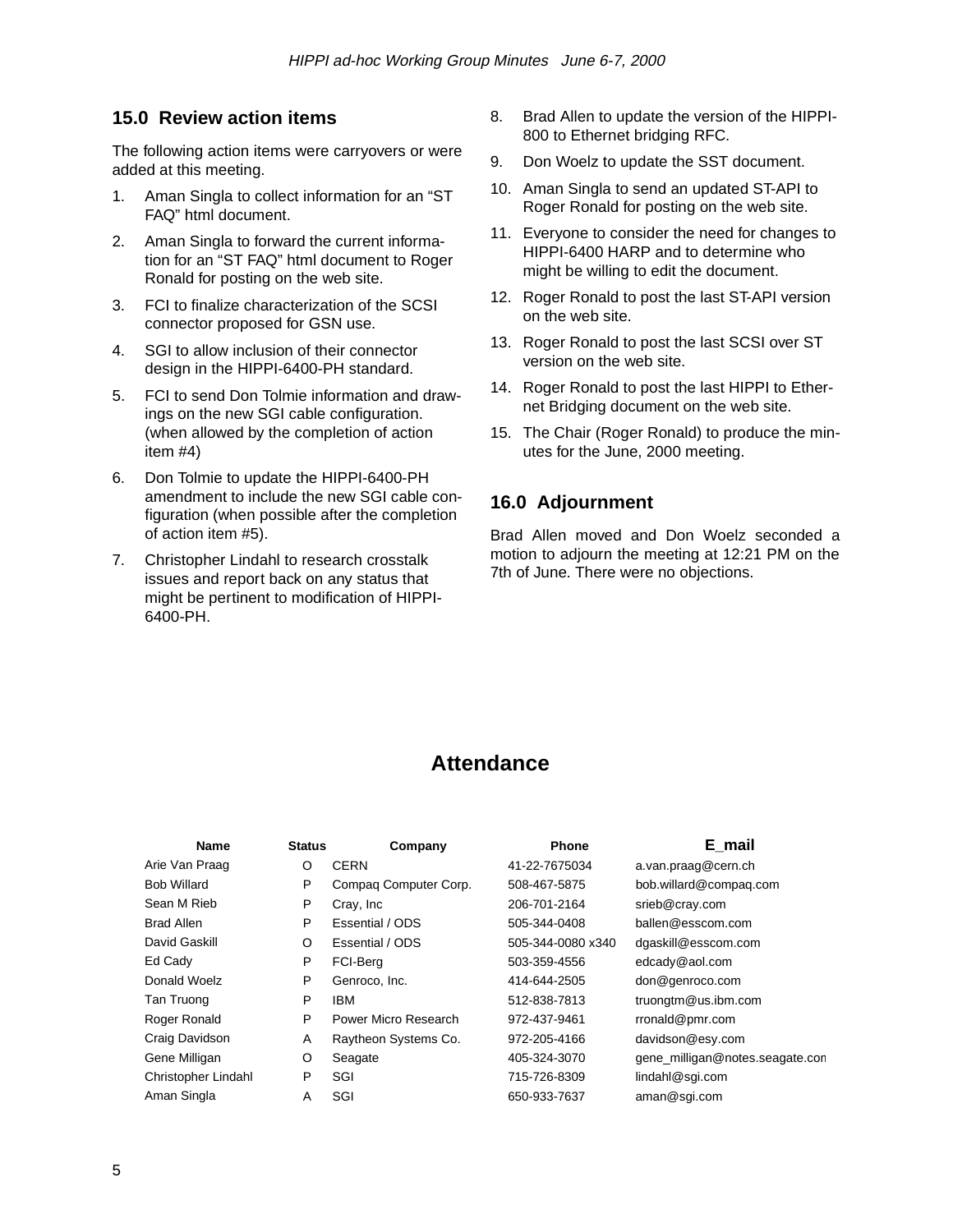## 15.0 Review action items

The following action items were carryovers or were added at this meeting.

1. Aman Singla to collect information for an "ST FAQ" html document.
2. Aman Singla to forward the current information for an "ST FAQ" html document to Roger Ronald for posting on the web site.
3. FCI to finalize characterization of the SCSI connector proposed for GSN use.
4. SGI to allow inclusion of their connector design in the HIPPI-6400-PH standard.
5. FCI to send Don Tolmie information and drawings on the new SGI cable configuration. (when allowed by the completion of action item #4)
6. Don Tolmie to update the HIPPI-6400-PH amendment to include the new SGI cable configuration (when possible after the completion of action item #5).
7. Christopher Lindahl to research crosstalk issues and report back on any status that might be pertinent to modification of HIPPI-6400-PH.
8. Brad Allen to update the version of the HIPPI-800 to Ethernet bridging RFC.
9. Don Woelz to update the SST document.
10. Aman Singla to send an updated ST-API to Roger Ronald for posting on the web site.
11. Everyone to consider the need for changes to HIPPI-6400 HARP and to determine who might be willing to edit the document.
12. Roger Ronald to post the last ST-API version on the web site.
13. Roger Ronald to post the last SCSI over ST version on the web site.
14. Roger Ronald to post the last HIPPI to Ethernet Bridging document on the web site.
15. The Chair (Roger Ronald) to produce the minutes for the June, 2000 meeting.

## 16.0 Adjournment

Brad Allen moved and Don Woelz seconded a motion to adjourn the meeting at 12:21 PM on the 7th of June. There were no objections.

# Attendance

| Name | Status | Company | Phone | E_mail |
|---|---|---|---|---|
| Arie Van Praag | O | CERN | 41-22-7675034 | a.van.praag@cern.ch |
| Bob Willard | P | Compaq Computer Corp. | 508-467-5875 | bob.willard@compaq.com |
| Sean M Rieb | P | Cray, Inc | 206-701-2164 | srieb@cray.com |
| Brad Allen | P | Essential / ODS | 505-344-0408 | ballen@esscom.com |
| David Gaskill | O | Essential / ODS | 505-344-0080 x340 | dgaskill@esscom.com |
| Ed Cady | P | FCI-Berg | 503-359-4556 | edcady@aol.com |
| Donald Woelz | P | Genroco, Inc. | 414-644-2505 | don@genroco.com |
| Tan Truong | P | IBM | 512-838-7813 | truongtm@us.ibm.com |
| Roger Ronald | P | Power Micro Research | 972-437-9461 | rronald@pmr.com |
| Craig Davidson | A | Raytheon Systems Co. | 972-205-4166 | davidson@esy.com |
| Gene Milligan | O | Seagate | 405-324-3070 | gene_milligan@notes.seagate.con |
| Christopher Lindahl | P | SGI | 715-726-8309 | lindahl@sgi.com |
| Aman Singla | A | SGI | 650-933-7637 | aman@sgi.com |